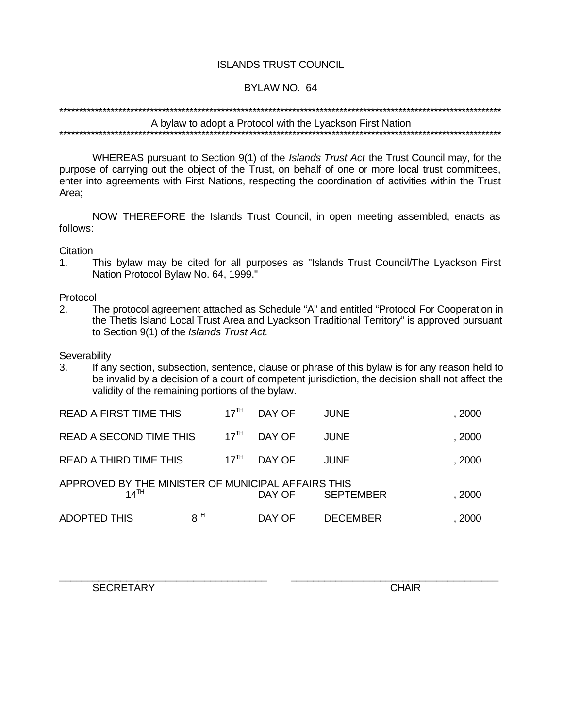ISLANDS TRUST COUNCIL

BYLAW NO. 64

---

A bylaw to adopt a Protocol with the Lyackson First Nation

---

WHEREAS pursuant to Section 9(1) of the *Islands Trust Act* the Trust Council may, for the purpose of carrying out the object of the Trust, on behalf of one or more local trust committees, enter into agreements with First Nations, respecting the coordination of activities within the Trust Area;

NOW THEREFORE the Islands Trust Council, in open meeting assembled, enacts as follows:

<u>Citation</u>

1. This bylaw may be cited for all purposes as "Islands Trust Council/The Lyackson First Nation Protocol Bylaw No. 64, 1999."

<u>Protocol</u>

2. The protocol agreement attached as Schedule "A" and entitled "Protocol For Cooperation in the Thetis Island Local Trust Area and Lyackson Traditional Territory" is approved pursuant to Section 9(1) of the *Islands Trust Act.*

<u>Severability</u>

3. If any section, subsection, sentence, clause or phrase of this bylaw is for any reason held to be invalid by a decision of a court of competent jurisdiction, the decision shall not affect the validity of the remaining portions of the bylaw.

| | | | | |
|---|---|---|---|---|
| READ A FIRST TIME THIS | 17TH | DAY OF | JUNE | , 2000 |
| READ A SECOND TIME THIS | 17TH | DAY OF | JUNE | , 2000 |
| READ A THIRD TIME THIS | 17TH | DAY OF | JUNE | , 2000 |
| APPROVED BY THE MINISTER OF MUNICIPAL AFFAIRS THIS | 14TH | DAY OF | SEPTEMBER | , 2000 |
| ADOPTED THIS | 8TH | DAY OF | DECEMBER | , 2000 |

\_\_\_\_\_\_\_\_\_\_\_\_\_\_\_\_\_\_\_\_\_\_\_\_\_\_\_\_
SECRETARY

\_\_\_\_\_\_\_\_\_\_\_\_\_\_\_\_\_\_\_\_\_\_\_\_\_\_\_\_
CHAIR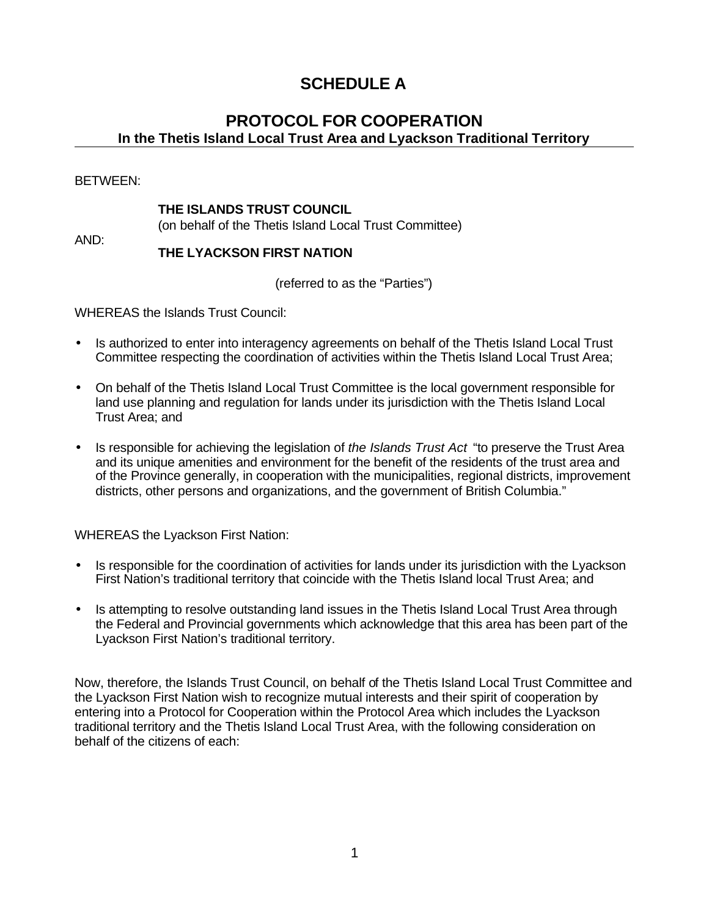# SCHEDULE A

## PROTOCOL FOR COOPERATION

### In the Thetis Island Local Trust Area and Lyackson Traditional Territory

BETWEEN:

**THE ISLANDS TRUST COUNCIL**
(on behalf of the Thetis Island Local Trust Committee)

AND:

**THE LYACKSON FIRST NATION**

(referred to as the "Parties")

WHEREAS the Islands Trust Council:

- Is authorized to enter into interagency agreements on behalf of the Thetis Island Local Trust Committee respecting the coordination of activities within the Thetis Island Local Trust Area;
- On behalf of the Thetis Island Local Trust Committee is the local government responsible for land use planning and regulation for lands under its jurisdiction with the Thetis Island Local Trust Area; and
- Is responsible for achieving the legislation of *the Islands Trust Act* "to preserve the Trust Area and its unique amenities and environment for the benefit of the residents of the trust area and of the Province generally, in cooperation with the municipalities, regional districts, improvement districts, other persons and organizations, and the government of British Columbia."

WHEREAS the Lyackson First Nation:

- Is responsible for the coordination of activities for lands under its jurisdiction with the Lyackson First Nation's traditional territory that coincide with the Thetis Island local Trust Area; and
- Is attempting to resolve outstanding land issues in the Thetis Island Local Trust Area through the Federal and Provincial governments which acknowledge that this area has been part of the Lyackson First Nation's traditional territory.

Now, therefore, the Islands Trust Council, on behalf of the Thetis Island Local Trust Committee and the Lyackson First Nation wish to recognize mutual interests and their spirit of cooperation by entering into a Protocol for Cooperation within the Protocol Area which includes the Lyackson traditional territory and the Thetis Island Local Trust Area, with the following consideration on behalf of the citizens of each: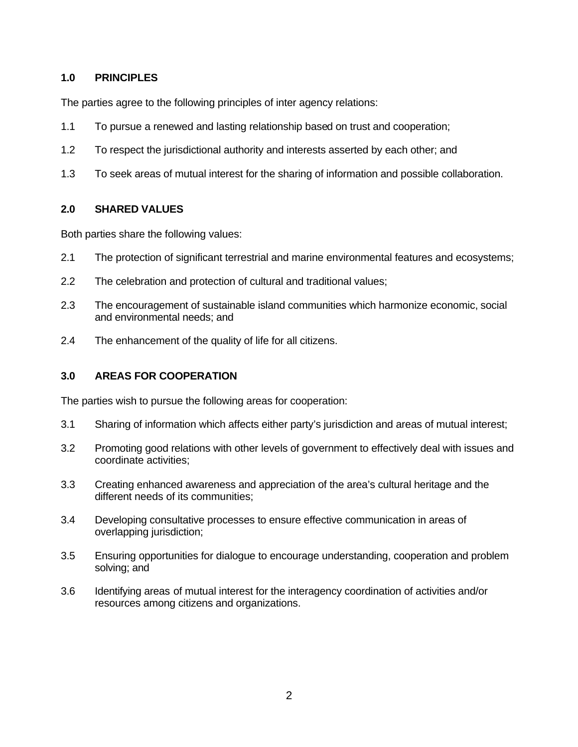## 1.0 PRINCIPLES

The parties agree to the following principles of inter agency relations:

1.1 To pursue a renewed and lasting relationship based on trust and cooperation;

1.2 To respect the jurisdictional authority and interests asserted by each other; and

1.3 To seek areas of mutual interest for the sharing of information and possible collaboration.

## 2.0 SHARED VALUES

Both parties share the following values:

2.1 The protection of significant terrestrial and marine environmental features and ecosystems;

2.2 The celebration and protection of cultural and traditional values;

2.3 The encouragement of sustainable island communities which harmonize economic, social and environmental needs; and

2.4 The enhancement of the quality of life for all citizens.

## 3.0 AREAS FOR COOPERATION

The parties wish to pursue the following areas for cooperation:

3.1 Sharing of information which affects either party's jurisdiction and areas of mutual interest;

3.2 Promoting good relations with other levels of government to effectively deal with issues and coordinate activities;

3.3 Creating enhanced awareness and appreciation of the area's cultural heritage and the different needs of its communities;

3.4 Developing consultative processes to ensure effective communication in areas of overlapping jurisdiction;

3.5 Ensuring opportunities for dialogue to encourage understanding, cooperation and problem solving; and

3.6 Identifying areas of mutual interest for the interagency coordination of activities and/or resources among citizens and organizations.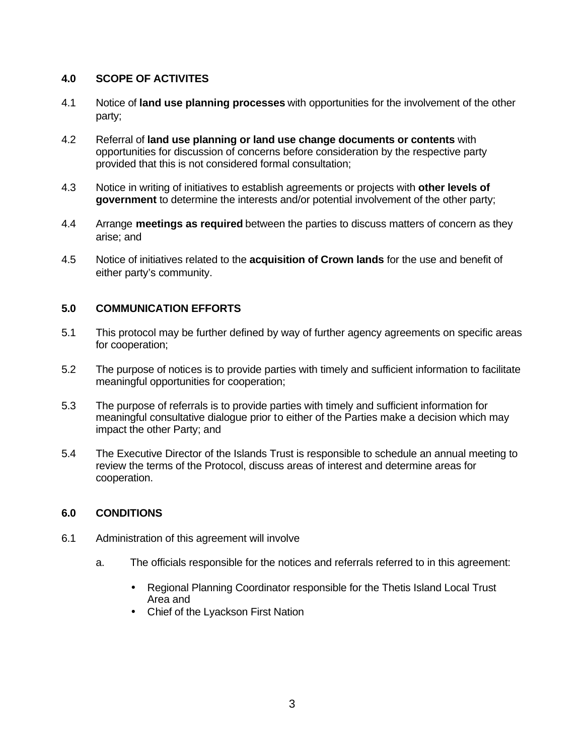## 4.0 SCOPE OF ACTIVITES

4.1 Notice of **land use planning processes** with opportunities for the involvement of the other party;

4.2 Referral of **land use planning or land use change documents or contents** with opportunities for discussion of concerns before consideration by the respective party provided that this is not considered formal consultation;

4.3 Notice in writing of initiatives to establish agreements or projects with **other levels of government** to determine the interests and/or potential involvement of the other party;

4.4 Arrange **meetings as required** between the parties to discuss matters of concern as they arise; and

4.5 Notice of initiatives related to the **acquisition of Crown lands** for the use and benefit of either party's community.

## 5.0 COMMUNICATION EFFORTS

5.1 This protocol may be further defined by way of further agency agreements on specific areas for cooperation;

5.2 The purpose of notices is to provide parties with timely and sufficient information to facilitate meaningful opportunities for cooperation;

5.3 The purpose of referrals is to provide parties with timely and sufficient information for meaningful consultative dialogue prior to either of the Parties make a decision which may impact the other Party; and

5.4 The Executive Director of the Islands Trust is responsible to schedule an annual meeting to review the terms of the Protocol, discuss areas of interest and determine areas for cooperation.

## 6.0 CONDITIONS

6.1 Administration of this agreement will involve

a. The officials responsible for the notices and referrals referred to in this agreement:

- Regional Planning Coordinator responsible for the Thetis Island Local Trust Area and
- Chief of the Lyackson First Nation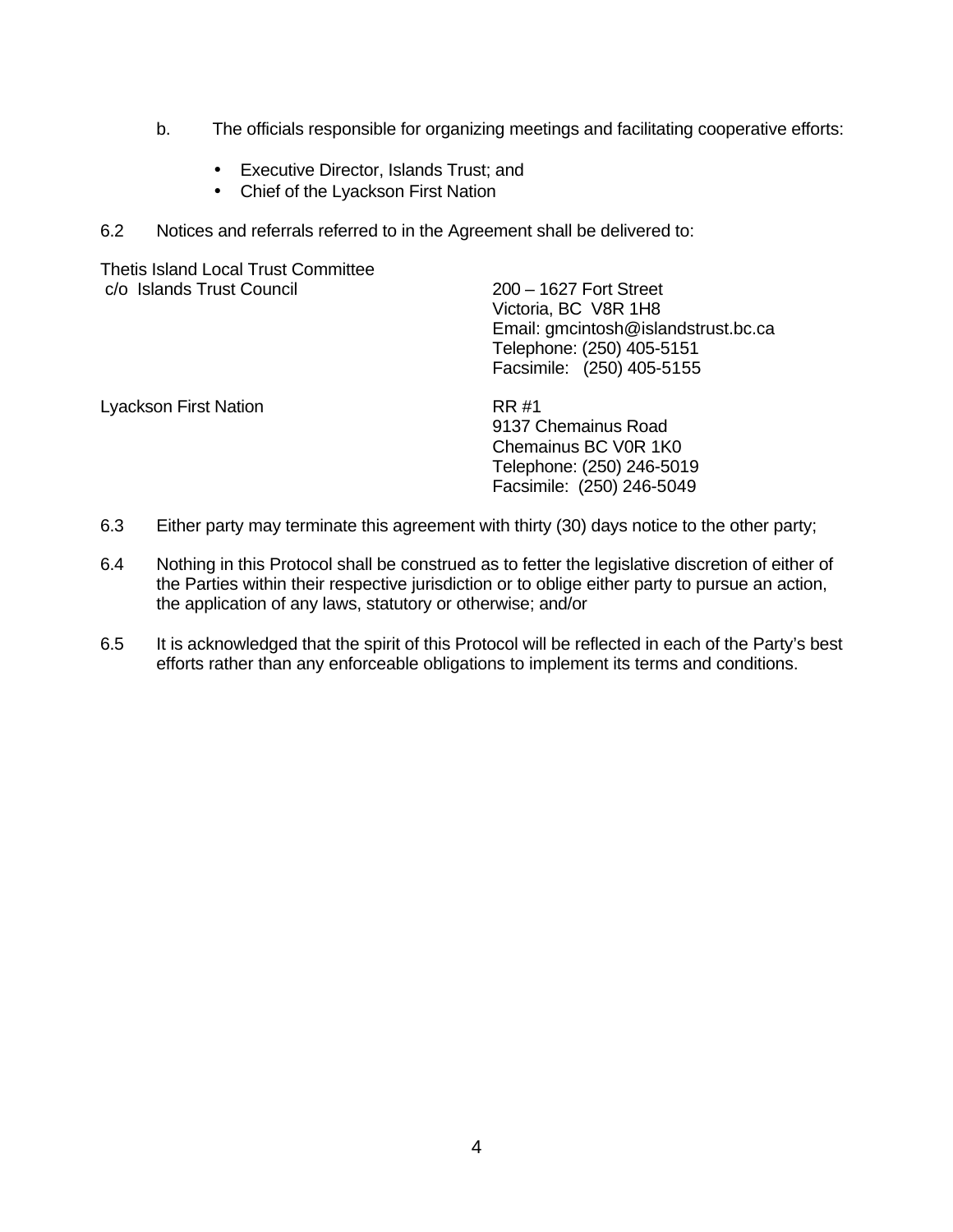b. The officials responsible for organizing meetings and facilitating cooperative efforts:

- Executive Director, Islands Trust; and
- Chief of the Lyackson First Nation

6.2 Notices and referrals referred to in the Agreement shall be delivered to:

| | |
|---|---|
| Thetis Island Local Trust Committee<br>c/o Islands Trust Council | 200 – 1627 Fort Street<br>Victoria, BC V8R 1H8<br>Email: gmcintosh@islandstrust.bc.ca<br>Telephone: (250) 405-5151<br>Facsimile: (250) 405-5155 |
| Lyackson First Nation | RR #1<br>9137 Chemainus Road<br>Chemainus BC V0R 1K0<br>Telephone: (250) 246-5019<br>Facsimile: (250) 246-5049 |

6.3 Either party may terminate this agreement with thirty (30) days notice to the other party;

6.4 Nothing in this Protocol shall be construed as to fetter the legislative discretion of either of the Parties within their respective jurisdiction or to oblige either party to pursue an action, the application of any laws, statutory or otherwise; and/or

6.5 It is acknowledged that the spirit of this Protocol will be reflected in each of the Party's best efforts rather than any enforceable obligations to implement its terms and conditions.